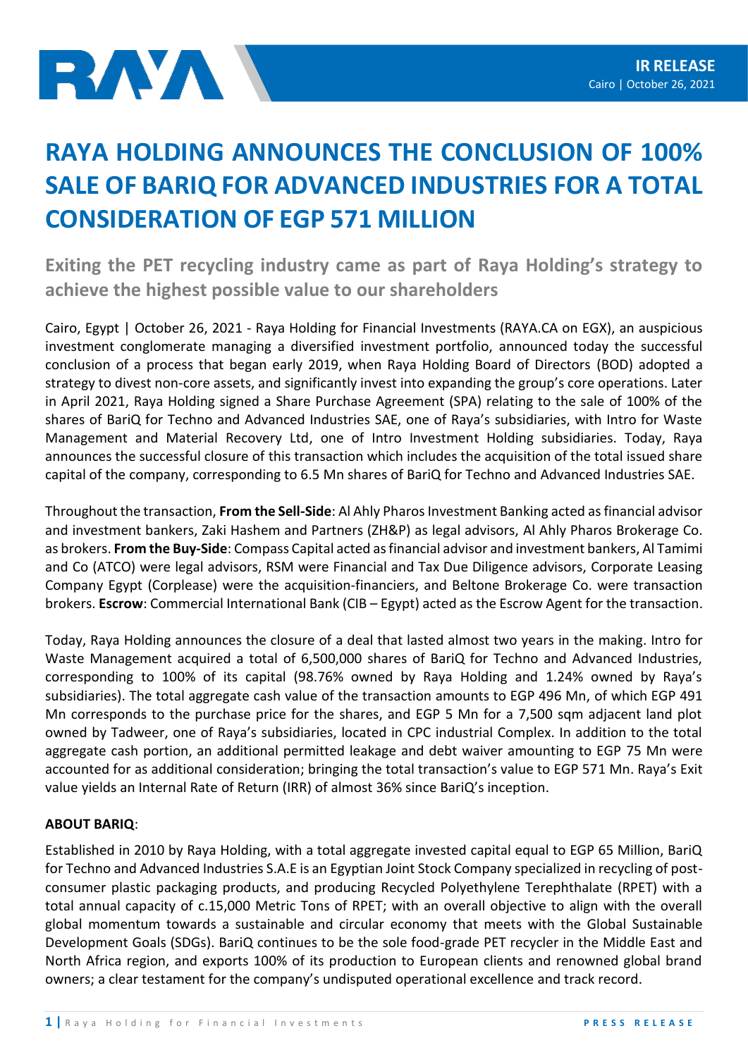**IR RELEASE**
Cairo | October 26, 2021

# RAYA HOLDING ANNOUNCES THE CONCLUSION OF 100% SALE OF BARIQ FOR ADVANCED INDUSTRIES FOR A TOTAL CONSIDERATION OF EGP 571 MILLION

## Exiting the PET recycling industry came as part of Raya Holding's strategy to achieve the highest possible value to our shareholders

Cairo, Egypt | October 26, 2021 - Raya Holding for Financial Investments (RAYA.CA on EGX), an auspicious investment conglomerate managing a diversified investment portfolio, announced today the successful conclusion of a process that began early 2019, when Raya Holding Board of Directors (BOD) adopted a strategy to divest non-core assets, and significantly invest into expanding the group's core operations. Later in April 2021, Raya Holding signed a Share Purchase Agreement (SPA) relating to the sale of 100% of the shares of BariQ for Techno and Advanced Industries SAE, one of Raya's subsidiaries, with Intro for Waste Management and Material Recovery Ltd, one of Intro Investment Holding subsidiaries. Today, Raya announces the successful closure of this transaction which includes the acquisition of the total issued share capital of the company, corresponding to 6.5 Mn shares of BariQ for Techno and Advanced Industries SAE.

Throughout the transaction, **From the Sell-Side**: Al Ahly Pharos Investment Banking acted as financial advisor and investment bankers, Zaki Hashem and Partners (ZH&P) as legal advisors, Al Ahly Pharos Brokerage Co. as brokers. **From the Buy-Side**: Compass Capital acted as financial advisor and investment bankers, Al Tamimi and Co (ATCO) were legal advisors, RSM were Financial and Tax Due Diligence advisors, Corporate Leasing Company Egypt (Corplease) were the acquisition-financiers, and Beltone Brokerage Co. were transaction brokers. **Escrow**: Commercial International Bank (CIB – Egypt) acted as the Escrow Agent for the transaction.

Today, Raya Holding announces the closure of a deal that lasted almost two years in the making. Intro for Waste Management acquired a total of 6,500,000 shares of BariQ for Techno and Advanced Industries, corresponding to 100% of its capital (98.76% owned by Raya Holding and 1.24% owned by Raya's subsidiaries). The total aggregate cash value of the transaction amounts to EGP 496 Mn, of which EGP 491 Mn corresponds to the purchase price for the shares, and EGP 5 Mn for a 7,500 sqm adjacent land plot owned by Tadweer, one of Raya's subsidiaries, located in CPC industrial Complex. In addition to the total aggregate cash portion, an additional permitted leakage and debt waiver amounting to EGP 75 Mn were accounted for as additional consideration; bringing the total transaction's value to EGP 571 Mn. Raya's Exit value yields an Internal Rate of Return (IRR) of almost 36% since BariQ's inception.

**ABOUT BARIQ**:

Established in 2010 by Raya Holding, with a total aggregate invested capital equal to EGP 65 Million, BariQ for Techno and Advanced Industries S.A.E is an Egyptian Joint Stock Company specialized in recycling of post-consumer plastic packaging products, and producing Recycled Polyethylene Terephthalate (RPET) with a total annual capacity of c.15,000 Metric Tons of RPET; with an overall objective to align with the overall global momentum towards a sustainable and circular economy that meets with the Global Sustainable Development Goals (SDGs). BariQ continues to be the sole food-grade PET recycler in the Middle East and North Africa region, and exports 100% of its production to European clients and renowned global brand owners; a clear testament for the company's undisputed operational excellence and track record.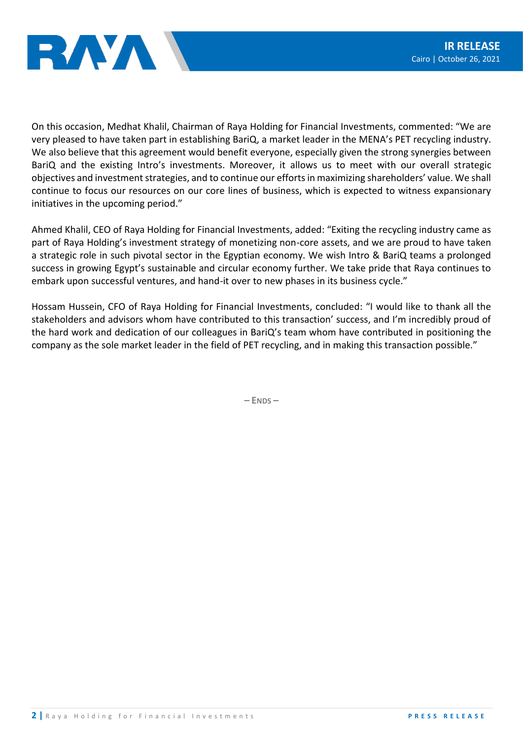On this occasion, Medhat Khalil, Chairman of Raya Holding for Financial Investments, commented: "We are very pleased to have taken part in establishing BariQ, a market leader in the MENA's PET recycling industry. We also believe that this agreement would benefit everyone, especially given the strong synergies between BariQ and the existing Intro's investments. Moreover, it allows us to meet with our overall strategic objectives and investment strategies, and to continue our efforts in maximizing shareholders' value. We shall continue to focus our resources on our core lines of business, which is expected to witness expansionary initiatives in the upcoming period."

Ahmed Khalil, CEO of Raya Holding for Financial Investments, added: "Exiting the recycling industry came as part of Raya Holding's investment strategy of monetizing non-core assets, and we are proud to have taken a strategic role in such pivotal sector in the Egyptian economy. We wish Intro & BariQ teams a prolonged success in growing Egypt's sustainable and circular economy further. We take pride that Raya continues to embark upon successful ventures, and hand-it over to new phases in its business cycle."

Hossam Hussein, CFO of Raya Holding for Financial Investments, concluded: "I would like to thank all the stakeholders and advisors whom have contributed to this transaction' success, and I'm incredibly proud of the hard work and dedication of our colleagues in BariQ's team whom have contributed in positioning the company as the sole market leader in the field of PET recycling, and in making this transaction possible."

– ENDS –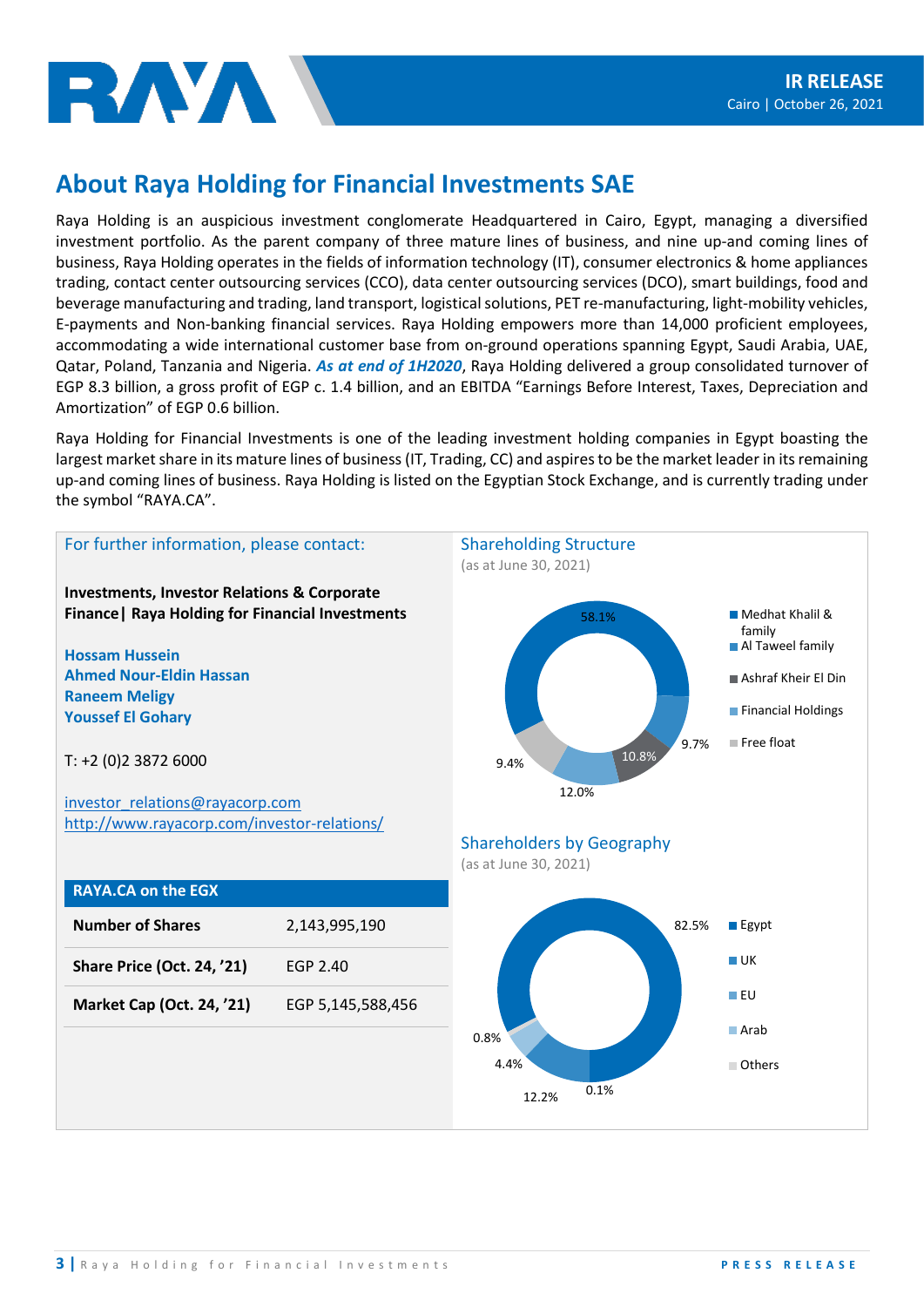IR RELEASE
Cairo | October 26, 2021

## About Raya Holding for Financial Investments SAE

Raya Holding is an auspicious investment conglomerate Headquartered in Cairo, Egypt, managing a diversified investment portfolio. As the parent company of three mature lines of business, and nine up-and coming lines of business, Raya Holding operates in the fields of information technology (IT), consumer electronics & home appliances trading, contact center outsourcing services (CCO), data center outsourcing services (DCO), smart buildings, food and beverage manufacturing and trading, land transport, logistical solutions, PET re-manufacturing, light-mobility vehicles, E-payments and Non-banking financial services. Raya Holding empowers more than 14,000 proficient employees, accommodating a wide international customer base from on-ground operations spanning Egypt, Saudi Arabia, UAE, Qatar, Poland, Tanzania and Nigeria. ***As at end of 1H2020***, Raya Holding delivered a group consolidated turnover of EGP 8.3 billion, a gross profit of EGP c. 1.4 billion, and an EBITDA "Earnings Before Interest, Taxes, Depreciation and Amortization" of EGP 0.6 billion.

Raya Holding for Financial Investments is one of the leading investment holding companies in Egypt boasting the largest market share in its mature lines of business (IT, Trading, CC) and aspires to be the market leader in its remaining up-and coming lines of business. Raya Holding is listed on the Egyptian Stock Exchange, and is currently trading under the symbol "RAYA.CA".

### For further information, please contact:

**Investments, Investor Relations & Corporate Finance| Raya Holding for Financial Investments**

**Hossam Hussein**
**Ahmed Nour-Eldin Hassan**
**Raneem Meligy**
**Youssef El Gohary**

T: +2 (0)2 3872 6000

investor_relations@rayacorp.com
http://www.rayacorp.com/investor-relations/

### Shareholding Structure
(as at June 30, 2021)

58.1%
9.7%
10.8%
12.0%
9.4%

Medhat Khalil & family
Al Taweel family
Ashraf Kheir El Din
Financial Holdings
Free float

### Shareholders by Geography
(as at June 30, 2021)

82.5%
0.1%
12.2%
4.4%
0.8%

Egypt
UK
EU
Arab
Others

| RAYA.CA on the EGX | |
|---|---|
| **Number of Shares** | 2,143,995,190 |
| **Share Price (Oct. 24, '21)** | EGP 2.40 |
| **Market Cap (Oct. 24, '21)** | EGP 5,145,588,456 |